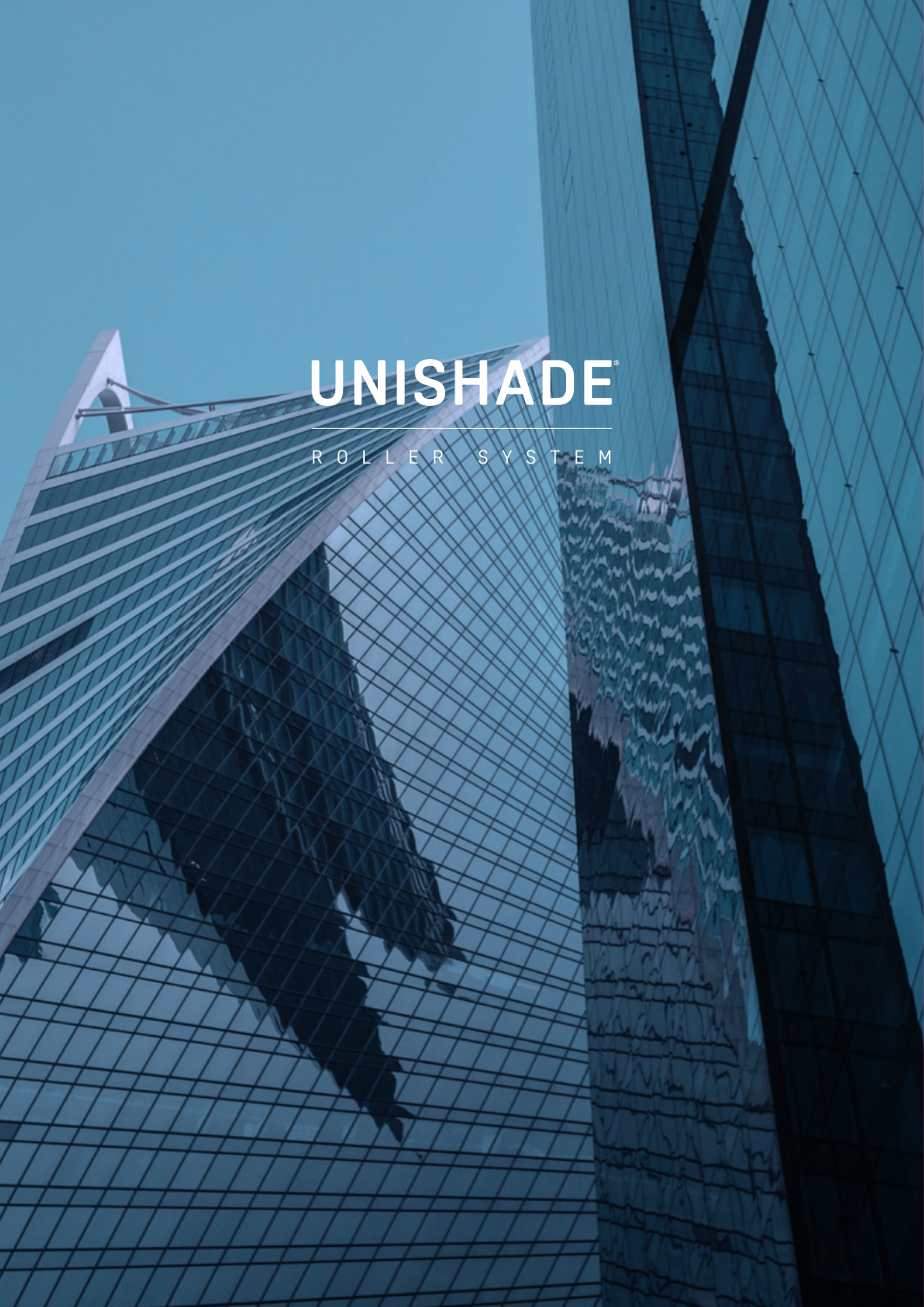# UNISHADE®

ROLLER SYSTEM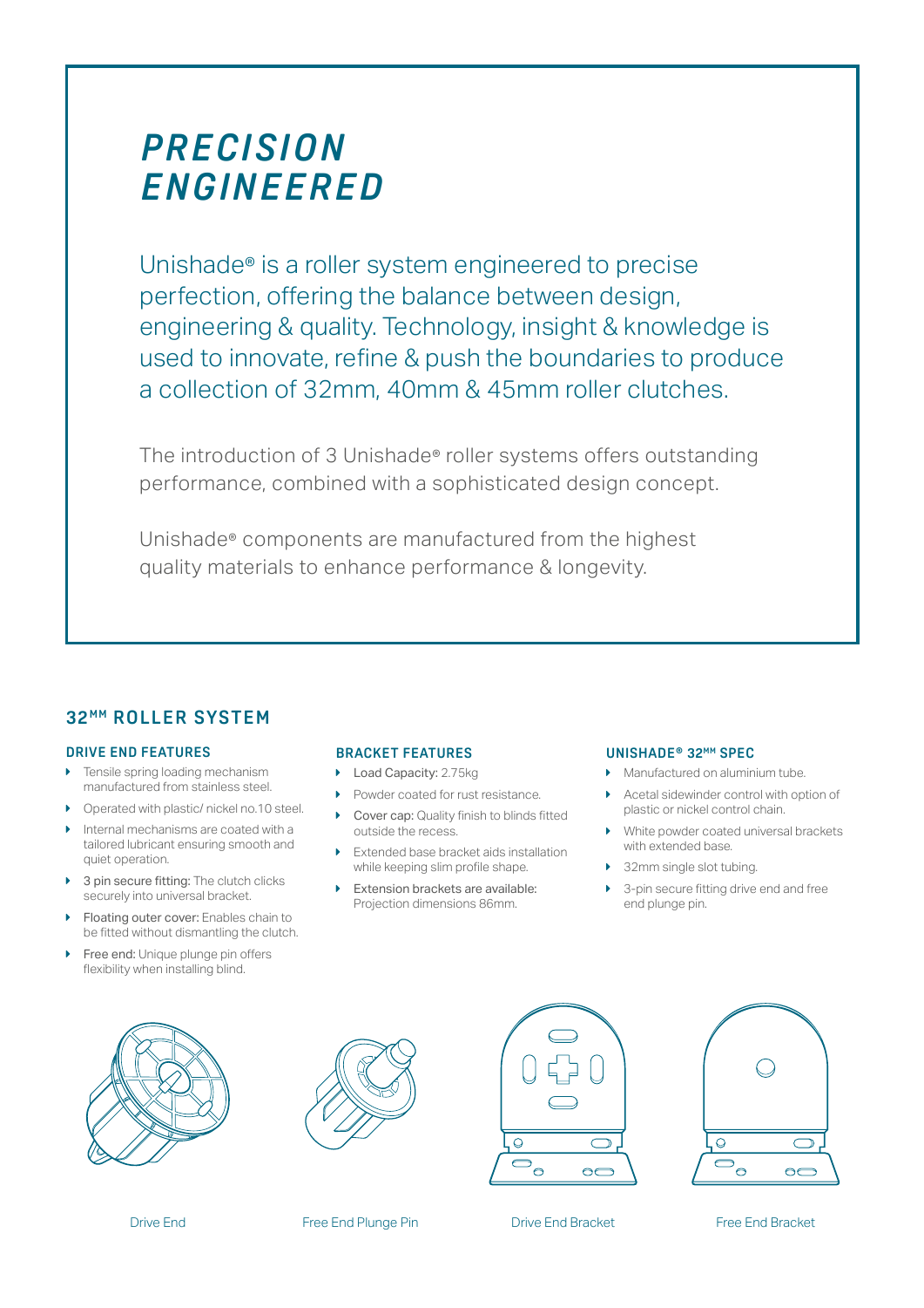# *PRECISION ENGINEERED*

Unishade® is a roller system engineered to precise perfection, offering the balance between design, engineering & quality. Technology, insight & knowledge is used to innovate, refine & push the boundaries to produce a collection of 32mm, 40mm & 45mm roller clutches.

The introduction of 3 Unishade® roller systems offers outstanding performance, combined with a sophisticated design concept.

Unishade® components are manufactured from the highest quality materials to enhance performance & longevity.

## 32MM ROLLER SYSTEM

### DRIVE END FEATURES

- Tensile spring loading mechanism manufactured from stainless steel.
- Operated with plastic/ nickel no.10 steel.
- Internal mechanisms are coated with a tailored lubricant ensuring smooth and quiet operation.
- 3 pin secure fitting: The clutch clicks securely into universal bracket.
- Floating outer cover: Enables chain to be fitted without dismantling the clutch.
- Free end: Unique plunge pin offers flexibility when installing blind.

### BRACKET FEATURES

- Load Capacity: 2.75kg
- Powder coated for rust resistance.
- Cover cap: Quality finish to blinds fitted outside the recess.
- Extended base bracket aids installation while keeping slim profile shape.
- Extension brackets are available: Projection dimensions 86mm.

### UNISHADE® 32MM SPEC

- Manufactured on aluminium tube.
- Acetal sidewinder control with option of plastic or nickel control chain.
- White powder coated universal brackets with extended base.
- 32mm single slot tubing.
- 3-pin secure fitting drive end and free end plunge pin.

Drive End

Free End Plunge Pin

Drive End Bracket

Free End Bracket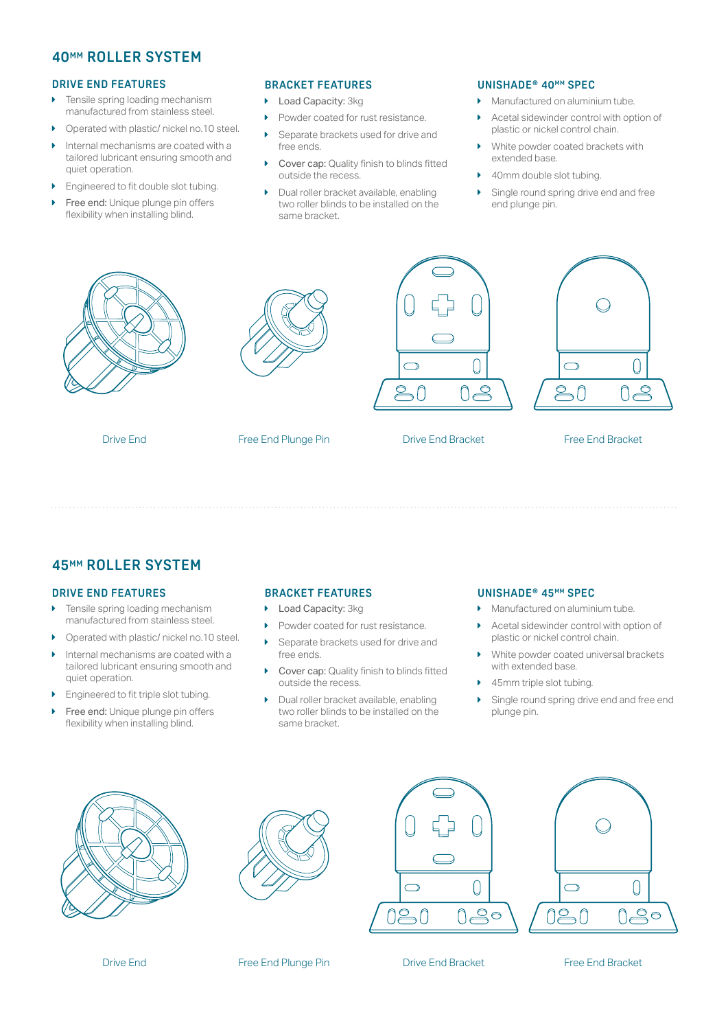## 40MM ROLLER SYSTEM

### DRIVE END FEATURES

- Tensile spring loading mechanism manufactured from stainless steel.
- Operated with plastic/ nickel no.10 steel.
- Internal mechanisms are coated with a tailored lubricant ensuring smooth and quiet operation.
- Engineered to fit double slot tubing.
- Free end: Unique plunge pin offers flexibility when installing blind.

### BRACKET FEATURES

- Load Capacity: 3kg
- Powder coated for rust resistance.
- Separate brackets used for drive and free ends.
- Cover cap: Quality finish to blinds fitted outside the recess.
- Dual roller bracket available, enabling two roller blinds to be installed on the same bracket.

### UNISHADE® 40MM SPEC

- Manufactured on aluminium tube.
- Acetal sidewinder control with option of plastic or nickel control chain.
- White powder coated brackets with extended base.
- 40mm double slot tubing.
- Single round spring drive end and free end plunge pin.

Drive End

Free End Plunge Pin

Drive End Bracket

Free End Bracket

## 45MM ROLLER SYSTEM

### DRIVE END FEATURES

- Tensile spring loading mechanism manufactured from stainless steel.
- Operated with plastic/ nickel no.10 steel.
- Internal mechanisms are coated with a tailored lubricant ensuring smooth and quiet operation.
- Engineered to fit triple slot tubing.
- Free end: Unique plunge pin offers flexibility when installing blind.

### BRACKET FEATURES

- Load Capacity: 3kg
- Powder coated for rust resistance.
- Separate brackets used for drive and free ends.
- Cover cap: Quality finish to blinds fitted outside the recess.
- Dual roller bracket available, enabling two roller blinds to be installed on the same bracket.

### UNISHADE® 45MM SPEC

- Manufactured on aluminium tube.
- Acetal sidewinder control with option of plastic or nickel control chain.
- White powder coated universal brackets with extended base.
- 45mm triple slot tubing.
- Single round spring drive end and free end plunge pin.

Drive End

Free End Plunge Pin

Drive End Bracket

Free End Bracket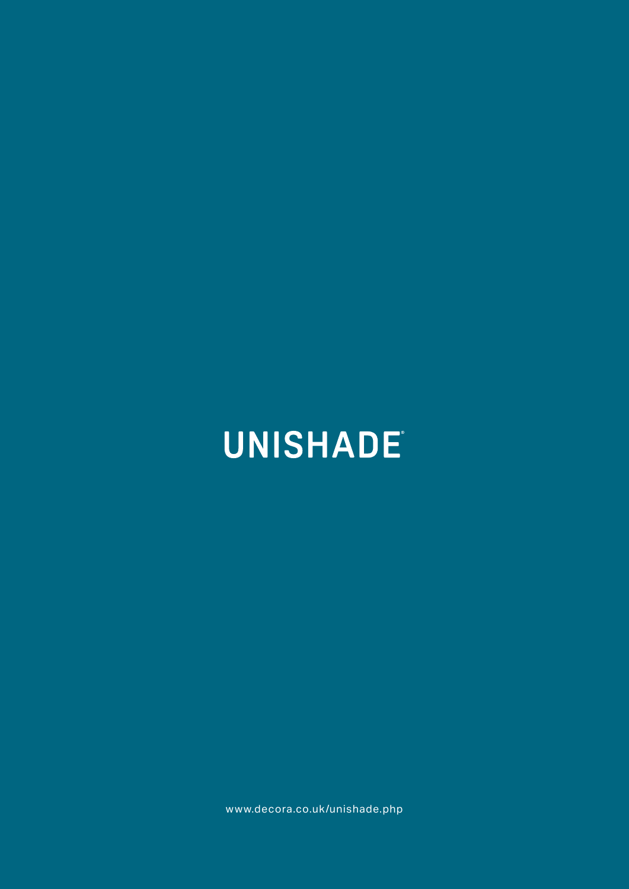# UNISHADE®

www.decora.co.uk/unishade.php